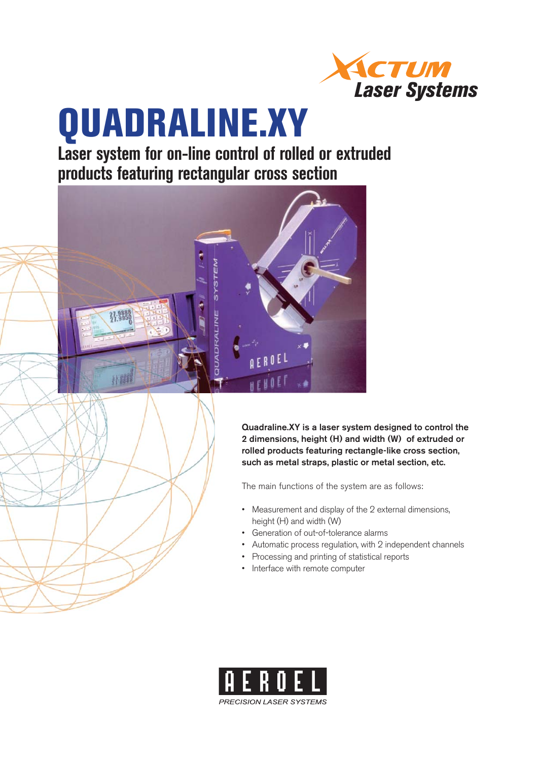XACTUM Laser Systems

# QUADRALINE.XY

## Laser system for on-line control of rolled or extruded products featuring rectangular cross section

**Quadraline.XY is a laser system designed to control the 2 dimensions, height (H) and width (W) of extruded or rolled products featuring rectangle-like cross section, such as metal straps, plastic or metal section, etc.**

The main functions of the system are as follows:

- Measurement and display of the 2 external dimensions, height (H) and width (W)
- Generation of out-of-tolerance alarms
- Automatic process regulation, with 2 independent channels
- Processing and printing of statistical reports
- Interface with remote computer

AEROEL

*PRECISION LASER SYSTEMS*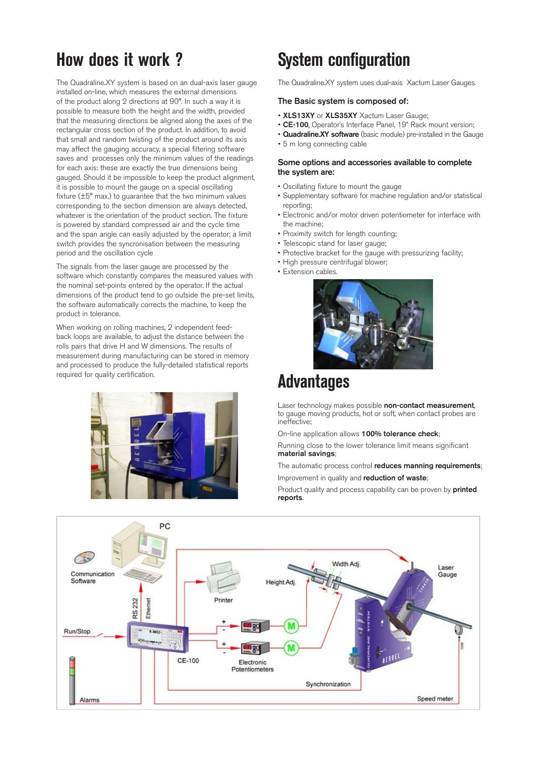# How does it work ?

The Quadraline.XY system is based on an dual-axis laser gauge installed on-line, which measures the external dimensions of the product along 2 directions at 90°. In such a way it is possible to measure both the height and the width, provided that the measuring directions be aligned along the axes of the rectangular cross section of the product. In addition, to avoid that small and random twisting of the product around its axis may affect the gauging accuracy, a special filtering software saves and processes only the minimum values of the readings for each axis: these are exactly the true dimensions being gauged. Should it be impossible to keep the product alignment, it is possible to mount the gauge on a special oscillating fixture (±5° max.) to guarantee that the two minimum values corresponding to the section dimension are always detected, whatever is the orientation of the product section. The fixture is powered by standard compressed air and the cycle time and the span angle can easily adjusted by the operator; a limit switch provides the syncronisation between the measuring period and the oscillation cycle

The signals from the laser gauge are processed by the software which constantly compares the measured values with the nominal set-points entered by the operator. If the actual dimensions of the product tend to go outside the pre-set limits, the software automatically corrects the machine, to keep the product in tolerance.

When working on rolling machines, 2 independent feed-back loops are available, to adjust the distance between the rolls pairs that drive H and W dimensions. The results of measurement during manufacturing can be stored in memory and processed to produce the fully-detailed statistical reports required for quality certification.

# System configuration

The Quadraline.XY system uses dual-axis Xactum Laser Gauges.

### The Basic system is composed of:

- **XLS13XY** or **XLS35XY** Xactum Laser Gauge;
- **CE-100**, Operator's Interface Panel, 19" Rack mount version;
- **Quadraline.XY software** (basic module) pre-installed in the Gauge
- 5 m long connecting cable

### Some options and accessories available to complete the system are:

- Oscillating fixture to mount the gauge
- Supplementary software for machine regulation and/or statistical reporting;
- Electronic and/or motor driven potentiometer for interface with the machine;
- Proximity switch for length counting;
- Telescopic stand for laser gauge;
- Protective bracket for the gauge with pressurizing facility;
- High pressure centrifugal blower;
- Extension cables.

# Advantages

Laser technology makes possible **non-contact measurement**, to gauge moving products, hot or soft, when contact probes are ineffective;

On-line application allows **100% tolerance check**;

Running close to the lower tolerance limit means significant **material savings**;

The automatic process control **reduces manning requirements**;

Improvement in quality and **reduction of waste**;

Product quality and process capability can be proven by **printed reports**.

PC  
Communication Software  
RS 232  
Ethernet  
Printer  
Height Adj.  
Width Adj.  
Laser Gauge  
Run/Stop  
CE-100  
Electronic Potentiometers  
Synchronization  
Alarms  
Speed meter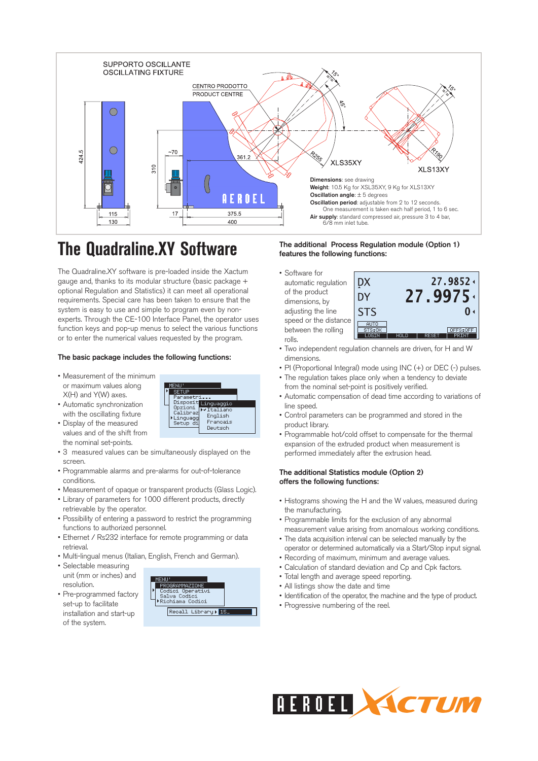SUPPORTO OSCILLANTE
OSCILLATING FIXTURE

CENTRO PRODOTTO
PRODUCT CENTRE

XLS35XY

XLS13XY

**Dimensions**: see drawing
**Weight**: 10.5 Kg for XSL35XY, 9 Kg for XLS13XY
**Oscillation angle**: ± 5 degrees
**Oscillation period**: adjustable from 2 to 12 seconds.
One measurement is taken each half period, 1 to 6 sec.
**Air supply**: standard compressed air, pressure 3 to 4 bar, 6/8 mm inlet tube.

# The Quadraline.XY Software

The Quadraline.XY software is pre-loaded inside the Xactum gauge and, thanks to its modular structure (basic package + optional Regulation and Statistics) it can meet all operational requirements. Special care has been taken to ensure that the system is easy to use and simple to program even by non-experts. Through the CE-100 Interface Panel, the operator uses function keys and pop-up menus to select the various functions or to enter the numerical values requested by the program.

**The basic package includes the following functions:**

- Measurement of the minimum or maximum values along X(H) and Y(W) axes.
- Automatic synchronization with the oscillating fixture
- Display of the measured values and of the shift from the nominal set-points.
- 3 measured values can be simultaneously displayed on the screen.
- Programmable alarms and pre-alarms for out-of-tolerance conditions.
- Measurement of opaque or transparent products (Glass Logic).
- Library of parameters for 1000 different products, directly retrievable by the operator.
- Possibility of entering a password to restrict the programming functions to authorized personnel.
- Ethernet / Rs232 interface for remote programming or data retrieval.
- Multi-lingual menus (Italian, English, French and German).
- Selectable measuring unit (mm or inches) and resolution.
- Pre-programmed factory set-up to facilitate installation and start-up of the system.

**The additional Process Regulation module (Option 1) features the following functions:**

- Software for automatic regulation of the product dimensions, by adjusting the line speed or the distance between the rolling rolls.
- Two independent regulation channels are driven, for H and W dimensions.
- PI (Proportional Integral) mode using INC (+) or DEC (-) pulses.
- The regulation takes place only when a tendency to deviate from the nominal set-point is positively verified.
- Automatic compensation of dead time according to variations of line speed.
- Control parameters can be programmed and stored in the product library.
- Programmable hot/cold offset to compensate for the thermal expansion of the extruded product when measurement is performed immediately after the extrusion head.

**The additional Statistics module (Option 2) offers the following functions:**

- Histograms showing the H and the W values, measured during the manufacturing.
- Programmable limits for the exclusion of any abnormal measurement value arising from anomalous working conditions.
- The data acquisition interval can be selected manually by the operator or determined automatically via a Start/Stop input signal.
- Recording of maximum, minimum and average values.
- Calculation of standard deviation and Cp and Cpk factors.
- Total length and average speed reporting.
- All listings show the date and time
- Identification of the operator, the machine and the type of product.
- Progressive numbering of the reel.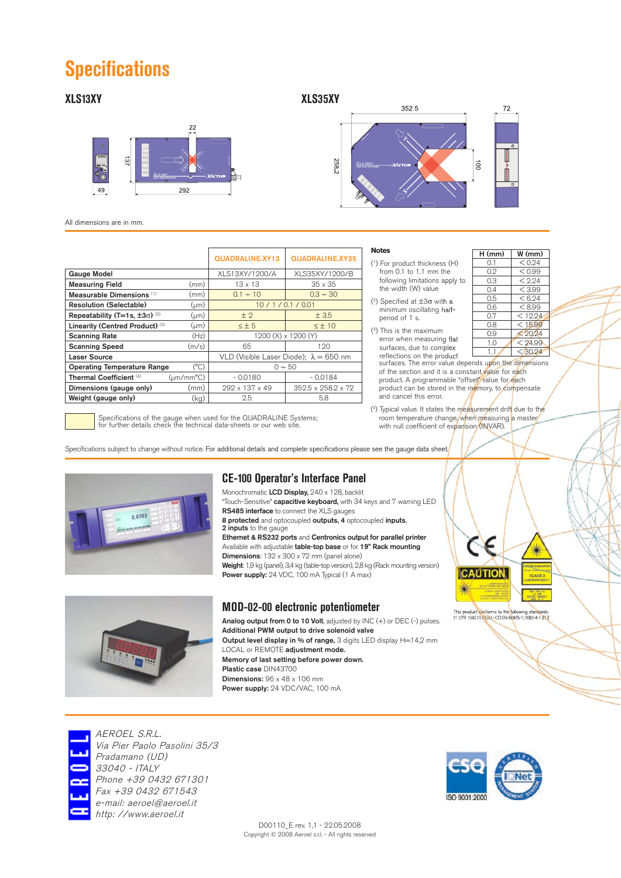# Specifications

## XLS13XY

22

137

49

292

## XLS35XY

352.5

72

258.2

100

All dimensions are in mm.

| | | QUADRALINE.XY13 | QUADRALINE.XY35 |
|---|---|---|---|
| **Gauge Model** | | XLS13XY/1200/A | XLS35XY/1200/B |
| **Measuring Field** | (mm) | 13 x 13 | 35 x 35 |
| **Measurable Dimensions** (1) | (mm) | 0.1 ÷ 10 | 0.3 ÷ 30 |
| **Resolution (Selectable)** | (μm) | 10 / 1 / 0.1 / 0.01 | |
| **Repeatability (T=1s, ±3σ)** (2) | (μm) | ± 2 | ± 3.5 |
| **Linearity (Centred Product)** (3) | (μm) | ≤ ± 5 | ≤ ± 10 |
| **Scanning Rate** | (Hz) | 1200 (X) x 1200 (Y) | |
| **Scanning Speed** | (m/s) | 65 | 120 |
| **Laser Source** | | VLD (Visible Laser Diode); λ = 650 nm | |
| **Operating Temperature Range** | (°C) | 0 ÷ 50 | |
| **Thermal Coefficient** (4) | (μm/mm°C) | - 0.0180 | - 0.0184 |
| **Dimensions (gauge only)** | (mm) | 292 x 137 x 49 | 352.5 x 258.2 x 72 |
| **Weight (gauge only)** | (kg) | 2.5 | 5.8 |

Specifications of the gauge when used for the QUADRALINE Systems; for further details check the technical data-sheets or our web site.

**Notes**

(1) For product thickness (H) from 0.1 to 1.1 mm the following limitations apply to the width (W) value

| H (mm) | W (mm) |
|---|---|
| 0.1 | < 0.24 |
| 0.2 | < 0.99 |
| 0.3 | < 2.24 |
| 0.4 | < 3.99 |
| 0.5 | < 6.24 |
| 0.6 | < 8.99 |
| 0.7 | < 12.24 |
| 0.8 | < 15.99 |
| 0.9 | < 20.24 |
| 1.0 | < 24.99 |
| 1.1 | < 30.24 |

(2) Specified at ±3σ with a minimum oscillating half-period of 1 s.

(3) This is the maximum error when measuring flat surfaces, due to complex reflections on the product surfaces. The error value depends upon the dimensions of the section and it is a constant value for each product. A programmable "offset" value for each product can be stored in the memory, to compensate and cancel this error.

(4) Typical value. It states the measurement drift due to the room temperature change, when measuring a master with null coefficient of expansion (INVAR).

Specifications subject to change without notice. For additional details and complete specifications please see the gauge data sheet.

## CE-100 Operator's Interface Panel

Monochromatic **LCD Display,** 240 x 128, backlit
"Touch-Sensitive" **capacitive keyboard,** with 34 keys and 7 warning LED
**RS485 interface** to connect the XLS gauges
**8 protected** and optocoupled **outputs, 4** optocoupled **inputs**,
**2 inputs** to the gauge
**Ethernet & RS232 ports** and **Centronics output for parallel printer**
Available with adjustable **table-top base** or for **19" Rack mounting**
**Dimensions**: 132 x 300 x 72 mm (panel alone)
**Weight**: 1,9 kg (panel), 3,4 kg (table-top version), 2,8 kg (Rack mounting version)
**Power supply:** 24 VDC, 100 mA Typical (1 A max)

## MOD-02-00 electronic potentiometer

**Analog output from 0 to 10 Volt**, adjusted by INC (+) or DEC (-) pulses.
**Additional PWM output to drive solenoid valve**
**Output level display in % of range,** 3 digits LED display H=14,2 mm
LOCAL or REMOTE **adjustment mode.**
**Memory of last setting before power down.**
**Plastic case** DIN43700
**Dimensions:** 96 x 48 x 106 mm
**Power supply:** 24 VDC/VAC, 100 mA

This product conforms to the following standards: 21 CFR 1040.10 (USA) • CEI EN-60825-1; 2003-4-1 (EU)

*AEROEL S.R.L.*
*Via Pier Paolo Pasolini 35/3*
*Pradamano (UD)*
*33040 - ITALY*
*Phone +39 0432 671301*
*Fax +39 0432 671543*
*e-mail: aeroel@aeroel.it*
*http: //www.aeroel.it*

ISO 9001:2000

D00110_E rev. 1,1 - 22.05.2008
Copyright © 2008 Aeroel s.r.l. - All rights reserved